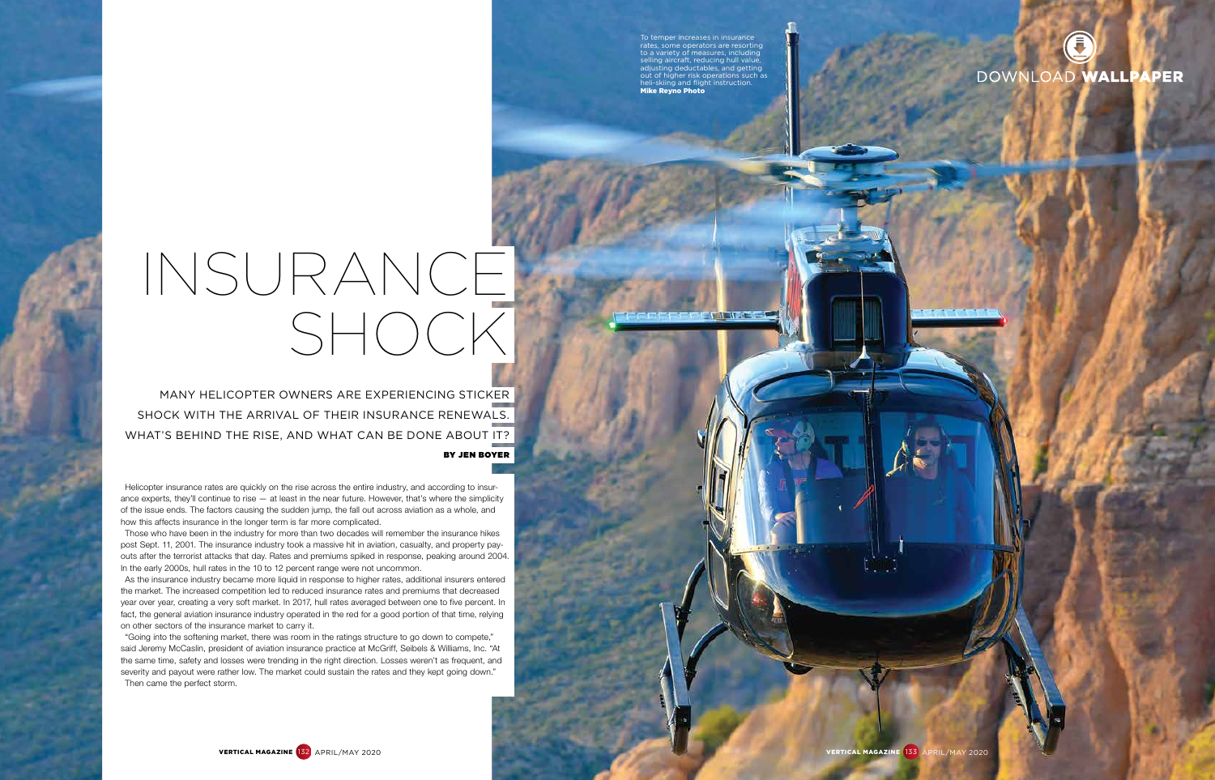# INSURANCE SHOCK

## MANY HELICOPTER OWNERS ARE EXPERIENCING STICKER SHOCK WITH THE ARRIVAL OF THEIR INSURANCE RENEWALS. WHAT'S BEHIND THE RISE, AND WHAT CAN BE DONE ABOUT IT?

**BY JEN BOYER**

To temper increases in insurance rates, some operators are resorting to a variety of measures, including selling aircraft, reducing hull value, adjusting deductibles, and getting out of higher risk operations such as heli-skiing and flight instruction. **Mike Reyno Photo**

DOWNLOAD **WALLPAPER**

Helicopter insurance rates are quickly on the rise across the entire industry, and according to insurance experts, they'll continue to rise — at least in the near future. However, that's where the simplicity of the issue ends. The factors causing the sudden jump, the fall out across aviation as a whole, and how this affects insurance in the longer term is far more complicated.

Those who have been in the industry for more than two decades will remember the insurance hikes post Sept. 11, 2001. The insurance industry took a massive hit in aviation, casualty, and property payouts after the terrorist attacks that day. Rates and premiums spiked in response, peaking around 2004. In the early 2000s, hull rates in the 10 to 12 percent range were not uncommon.

As the insurance industry became more liquid in response to higher rates, additional insurers entered the market. The increased competition led to reduced insurance rates and premiums that decreased year over year, creating a very soft market. In 2017, hull rates averaged between one to five percent. In fact, the general aviation insurance industry operated in the red for a good portion of that time, relying on other sectors of the insurance market to carry it.

"Going into the softening market, there was room in the ratings structure to go down to compete," said Jeremy McCaslin, president of aviation insurance practice at McGriff, Seibels & Williams, Inc. "At the same time, safety and losses were trending in the right direction. Losses weren't as frequent, and severity and payout were rather low. The market could sustain the rates and they kept going down."

Then came the perfect storm.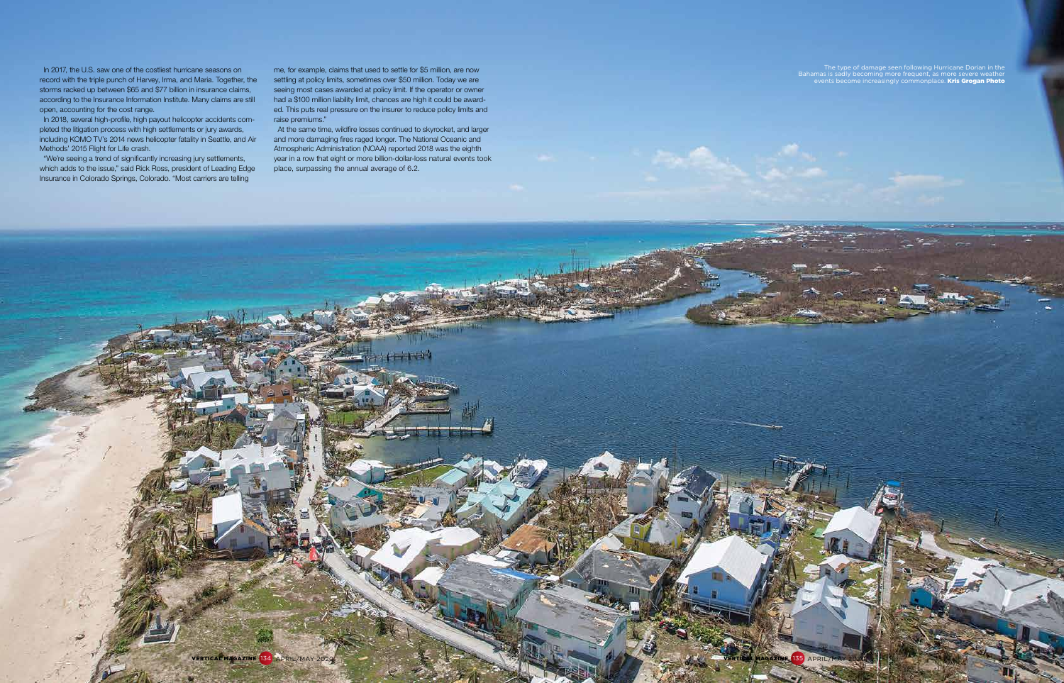In 2017, the U.S. saw one of the costliest hurricane seasons on record with the triple punch of Harvey, Irma, and Maria. Together, the storms racked up between $65 and $77 billion in insurance claims, according to the Insurance Information Institute. Many claims are still open, accounting for the cost range.

In 2018, several high-profile, high payout helicopter accidents completed the litigation process with high settlements or jury awards, including KOMO TV's 2014 news helicopter fatality in Seattle, and Air Methods' 2015 Flight for Life crash.

"We're seeing a trend of significantly increasing jury settlements, which adds to the issue," said Rick Ross, president of Leading Edge Insurance in Colorado Springs, Colorado. "Most carriers are telling me, for example, claims that used to settle for $5 million, are now settling at policy limits, sometimes over $50 million. Today we are seeing most cases awarded at policy limit. If the operator or owner had a $100 million liability limit, chances are high it could be awarded. This puts real pressure on the insurer to reduce policy limits and raise premiums."

At the same time, wildfire losses continued to skyrocket, and larger and more damaging fires raged longer. The National Oceanic and Atmospheric Administration (NOAA) reported 2018 was the eighth year in a row that eight or more billion-dollar-loss natural events took place, surpassing the annual average of 6.2.

The type of damage seen following Hurricane Dorian in the Bahamas is sadly becoming more frequent, as more severe weather events become increasingly commonplace. **Kris Grogan Photo**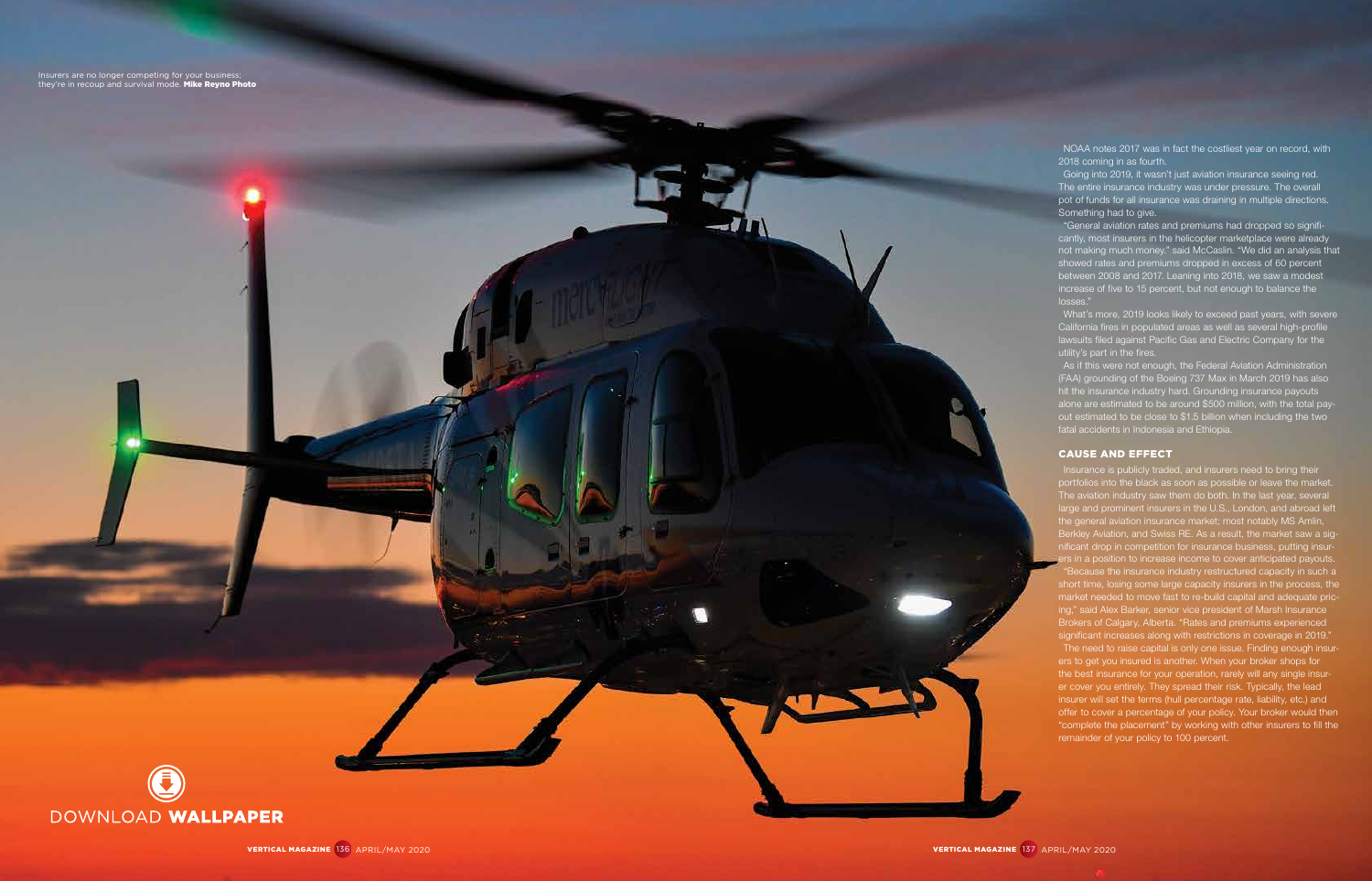Insurers are no longer competing for your business; they're in recoup and survival mode. **Mike Reyno Photo**

NOAA notes 2017 was in fact the costliest year on record, with 2018 coming in as fourth.

Going into 2019, it wasn't just aviation insurance seeing red. The entire insurance industry was under pressure. The overall pot of funds for all insurance was draining in multiple directions. Something had to give.

"General aviation rates and premiums had dropped so significantly, most insurers in the helicopter marketplace were already not making much money," said McCaslin. "We did an analysis that showed rates and premiums dropped in excess of 60 percent between 2008 and 2017. Leaning into 2018, we saw a modest increase of five to 15 percent, but not enough to balance the losses."

What's more, 2019 looks likely to exceed past years, with severe California fires in populated areas as well as several high-profile lawsuits filed against Pacific Gas and Electric Company for the utility's part in the fires.

As if this were not enough, the Federal Aviation Administration (FAA) grounding of the Boeing 737 Max in March 2019 has also hit the insurance industry hard. Grounding insurance payouts alone are estimated to be around $500 million, with the total payout estimated to be close to $1.5 billion when including the two fatal accidents in Indonesia and Ethiopia.

## CAUSE AND EFFECT

Insurance is publicly traded, and insurers need to bring their portfolios into the black as soon as possible or leave the market. The aviation industry saw them do both. In the last year, several large and prominent insurers in the U.S., London, and abroad left the general aviation insurance market; most notably MS Amlin, Berkley Aviation, and Swiss RE. As a result, the market saw a significant drop in competition for insurance business, putting insurers in a position to increase income to cover anticipated payouts.

"Because the insurance industry restructured capacity in such a short time, losing some large capacity insurers in the process, the market needed to move fast to re-build capital and adequate pricing," said Alex Barker, senior vice president of Marsh Insurance Brokers of Calgary, Alberta. "Rates and premiums experienced significant increases along with restrictions in coverage in 2019."

The need to raise capital is only one issue. Finding enough insurers to get you insured is another. When your broker shops for the best insurance for your operation, rarely will any single insurer cover you entirely. They spread their risk. Typically, the lead insurer will set the terms (hull percentage rate, liability, etc.) and offer to cover a percentage of your policy. Your broker would then "complete the placement" by working with other insurers to fill the remainder of your policy to 100 percent.

DOWNLOAD **WALLPAPER**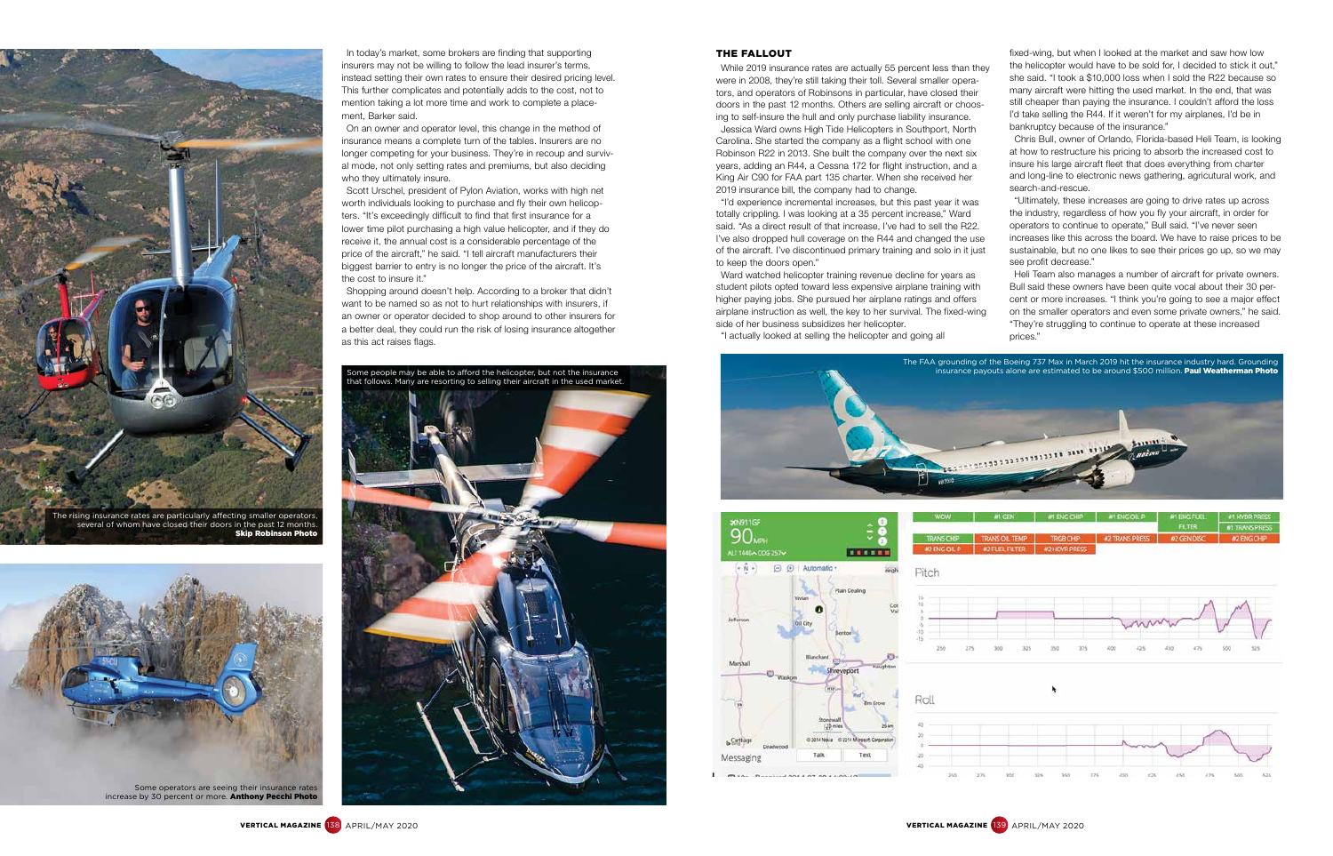In today's market, some brokers are finding that supporting insurers may not be willing to follow the lead insurer's terms, instead setting their own rates to ensure their desired pricing level. This further complicates and potentially adds to the cost, not to mention taking a lot more time and work to complete a placement, Barker said.

On an owner and operator level, this change in the method of insurance means a complete turn of the tables. Insurers are no longer competing for your business. They're in recoup and survival mode, not only setting rates and premiums, but also deciding who they ultimately insure.

Scott Urschel, president of Pylon Aviation, works with high net worth individuals looking to purchase and fly their own helicopters. "It's exceedingly difficult to find that first insurance for a lower time pilot purchasing a high value helicopter, and if they do receive it, the annual cost is a considerable percentage of the price of the aircraft," he said. "I tell aircraft manufacturers their biggest barrier to entry is no longer the price of the aircraft. It's the cost to insure it."

Shopping around doesn't help. According to a broker that didn't want to be named so as not to hurt relationships with insurers, if an owner or operator decided to shop around to other insurers for a better deal, they could run the risk of losing insurance altogether as this act raises flags.

The rising insurance rates are particularly affecting smaller operators, several of whom have closed their doors in the past 12 months. **Skip Robinson Photo**

Some operators are seeing their insurance rates increase by 30 percent or more. **Anthony Pecchi Photo**

Some people may be able to afford the helicopter, but not the insurance that follows. Many are resorting to selling their aircraft in the used market.

## THE FALLOUT

While 2019 insurance rates are actually 55 percent less than they were in 2008, they're still taking their toll. Several smaller operators, and operators of Robinsons in particular, have closed their doors in the past 12 months. Others are selling aircraft or choosing to self-insure the hull and only purchase liability insurance.

Jessica Ward owns High Tide Helicopters in Southport, North Carolina. She started the company as a flight school with one Robinson R22 in 2013. She built the company over the next six years, adding an R44, a Cessna 172 for flight instruction, and a King Air C90 for FAA part 135 charter. When she received her 2019 insurance bill, the company had to change.

"I'd experience incremental increases, but this past year it was totally crippling. I was looking at a 35 percent increase," Ward said. "As a direct result of that increase, I've had to sell the R22. I've also dropped hull coverage on the R44 and changed the use of the aircraft. I've discontinued primary training and solo in it just to keep the doors open."

Ward watched helicopter training revenue decline for years as student pilots opted toward less expensive airplane training with higher paying jobs. She pursued her airplane ratings and offers airplane instruction as well, the key to her survival. The fixed-wing side of her business subsidizes her helicopter.

"I actually looked at selling the helicopter and going all fixed-wing, but when I looked at the market and saw how low the helicopter would have to be sold for, I decided to stick it out," she said. "I took a $10,000 loss when I sold the R22 because so many aircraft were hitting the used market. In the end, that was still cheaper than paying the insurance. I couldn't afford the loss I'd take selling the R44. If it weren't for my airplanes, I'd be in bankruptcy because of the insurance."

Chris Bull, owner of Orlando, Florida-based Heli Team, is looking at how to restructure his pricing to absorb the increased cost to insure his large aircraft fleet that does everything from charter and long-line to electronic news gathering, agricultural work, and search-and-rescue.

"Ultimately, these increases are going to drive rates up across the industry, regardless of how you fly your aircraft, in order for operators to continue to operate," Bull said. "I've never seen increases like this across the board. We have to raise prices to be sustainable, but no one likes to see their prices go up, so we may see profit decrease."

Heli Team also manages a number of aircraft for private owners. Bull said these owners have been quite vocal about their 30 percent or more increases. "I think you're going to see a major effect on the smaller operators and even some private owners," he said. "They're struggling to continue to operate at these increased prices."

The FAA grounding of the Boeing 737 Max in March 2019 hit the insurance industry hard. Grounding insurance payouts alone are estimated to be around $500 million. **Paul Weatherman Photo**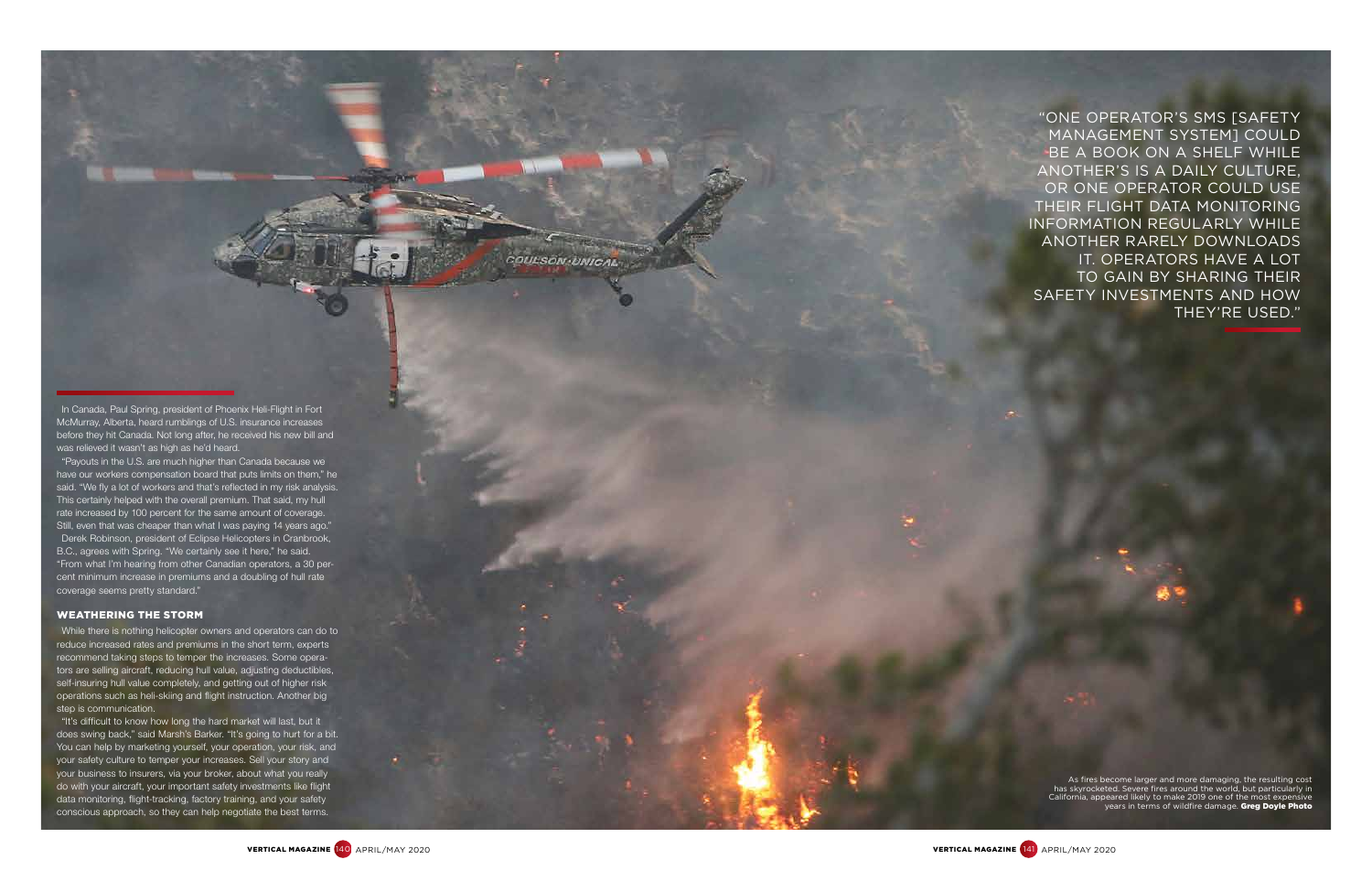In Canada, Paul Spring, president of Phoenix Heli-Flight in Fort McMurray, Alberta, heard rumblings of U.S. insurance increases before they hit Canada. Not long after, he received his new bill and was relieved it wasn't as high as he'd heard.

"Payouts in the U.S. are much higher than Canada because we have our workers compensation board that puts limits on them," he said. "We fly a lot of workers and that's reflected in my risk analysis. This certainly helped with the overall premium. That said, my hull rate increased by 100 percent for the same amount of coverage. Still, even that was cheaper than what I was paying 14 years ago."

Derek Robinson, president of Eclipse Helicopters in Cranbrook, B.C., agrees with Spring. "We certainly see it here," he said. "From what I'm hearing from other Canadian operators, a 30 percent minimum increase in premiums and a doubling of hull rate coverage seems pretty standard."

### WEATHERING THE STORM

While there is nothing helicopter owners and operators can do to reduce increased rates and premiums in the short term, experts recommend taking steps to temper the increases. Some operators are selling aircraft, reducing hull value, adjusting deductibles, self-insuring hull value completely, and getting out of higher risk operations such as heli-skiing and flight instruction. Another big step is communication.

"It's difficult to know how long the hard market will last, but it does swing back," said Marsh's Barker. "It's going to hurt for a bit. You can help by marketing yourself, your operation, your risk, and your safety culture to temper your increases. Sell your story and your business to insurers, via your broker, about what you really do with your aircraft, your important safety investments like flight data monitoring, flight-tracking, factory training, and your safety conscious approach, so they can help negotiate the best terms.

"ONE OPERATOR'S SMS [SAFETY MANAGEMENT SYSTEM] COULD BE A BOOK ON A SHELF WHILE ANOTHER'S IS A DAILY CULTURE, OR ONE OPERATOR COULD USE THEIR FLIGHT DATA MONITORING INFORMATION REGULARLY WHILE ANOTHER RARELY DOWNLOADS IT. OPERATORS HAVE A LOT TO GAIN BY SHARING THEIR SAFETY INVESTMENTS AND HOW THEY'RE USED."

As fires become larger and more damaging, the resulting cost has skyrocketed. Severe fires around the world, but particularly in California, appeared likely to make 2019 one of the most expensive years in terms of wildfire damage. **Greg Doyle Photo**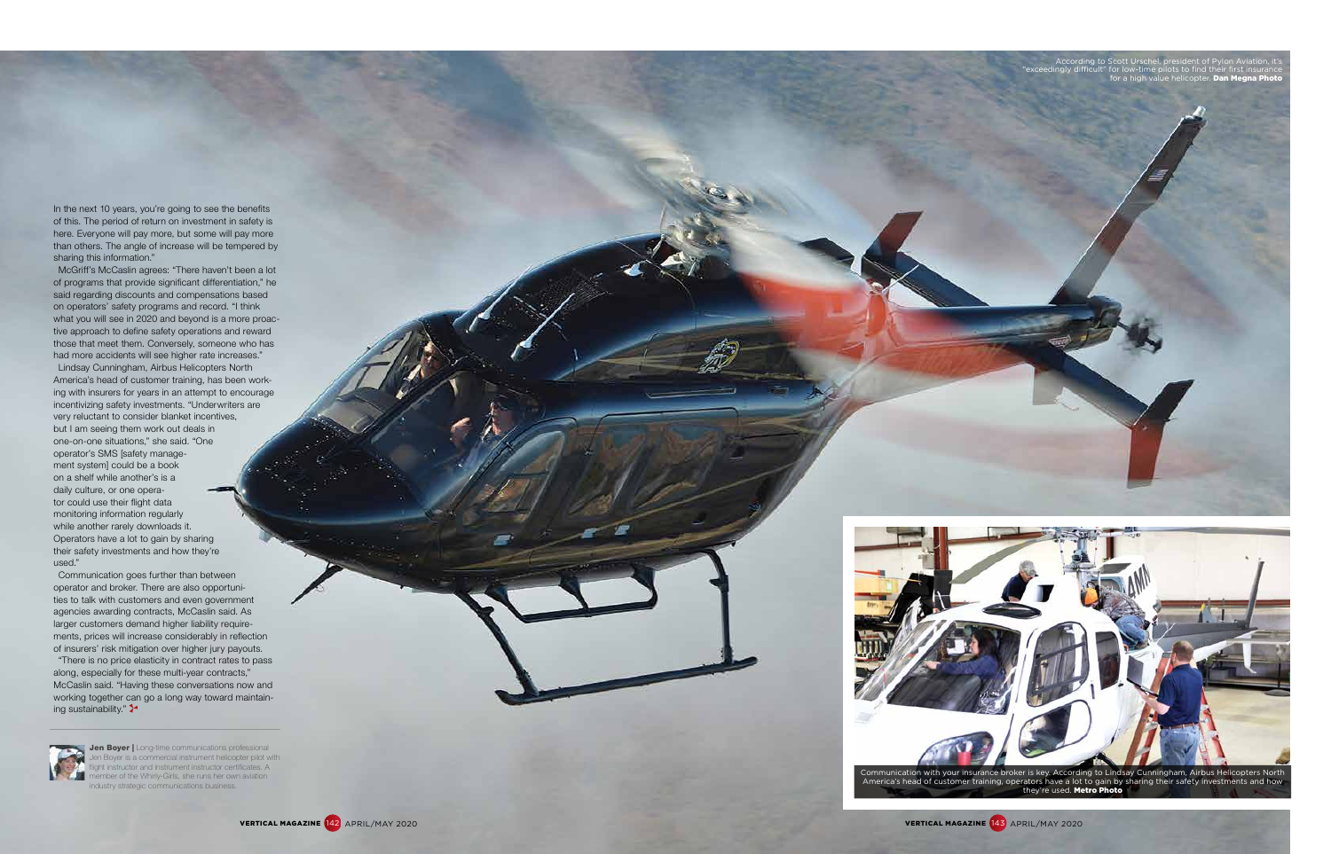In the next 10 years, you're going to see the benefits of this. The period of return on investment in safety is here. Everyone will pay more, but some will pay more than others. The angle of increase will be tempered by sharing this information."

McGriff's McCaslin agrees: "There haven't been a lot of programs that provide significant differentiation," he said regarding discounts and compensations based on operators' safety programs and record. "I think what you will see in 2020 and beyond is a more proactive approach to define safety operations and reward those that meet them. Conversely, someone who has had more accidents will see higher rate increases."

Lindsay Cunningham, Airbus Helicopters North America's head of customer training, has been working with insurers for years in an attempt to encourage incentivizing safety investments. "Underwriters are very reluctant to consider blanket incentives, but I am seeing them work out deals in one-on-one situations," she said. "One operator's SMS [safety management system] could be a book on a shelf while another's is a daily culture, or one operator could use their flight data monitoring information regularly while another rarely downloads it. Operators have a lot to gain by sharing their safety investments and how they're used."

Communication goes further than between operator and broker. There are also opportunities to talk with customers and even government agencies awarding contracts, McCaslin said. As larger customers demand higher liability requirements, prices will increase considerably in reflection of insurers' risk mitigation over higher jury payouts.

"There is no price elasticity in contract rates to pass along, especially for these multi-year contracts," McCaslin said. "Having these conversations now and working together can go a long way toward maintaining sustainability."

**Jen Boyer |** Long-time communications professional Jen Boyer is a commercial instrument helicopter pilot with flight instructor and instrument instructor certificates. A member of the Whirly-Girls, she runs her own aviation industry strategic communications business.

According to Scott Urschel, president of Pylon Aviation, it's "exceedingly difficult" for low-time pilots to find their first insurance for a high value helicopter. **Dan Megna Photo**

Communication with your insurance broker is key. According to Lindsay Cunningham, Airbus Helicopters North America's head of customer training, operators have a lot to gain by sharing their safety investments and how they're used. **Metro Photo**